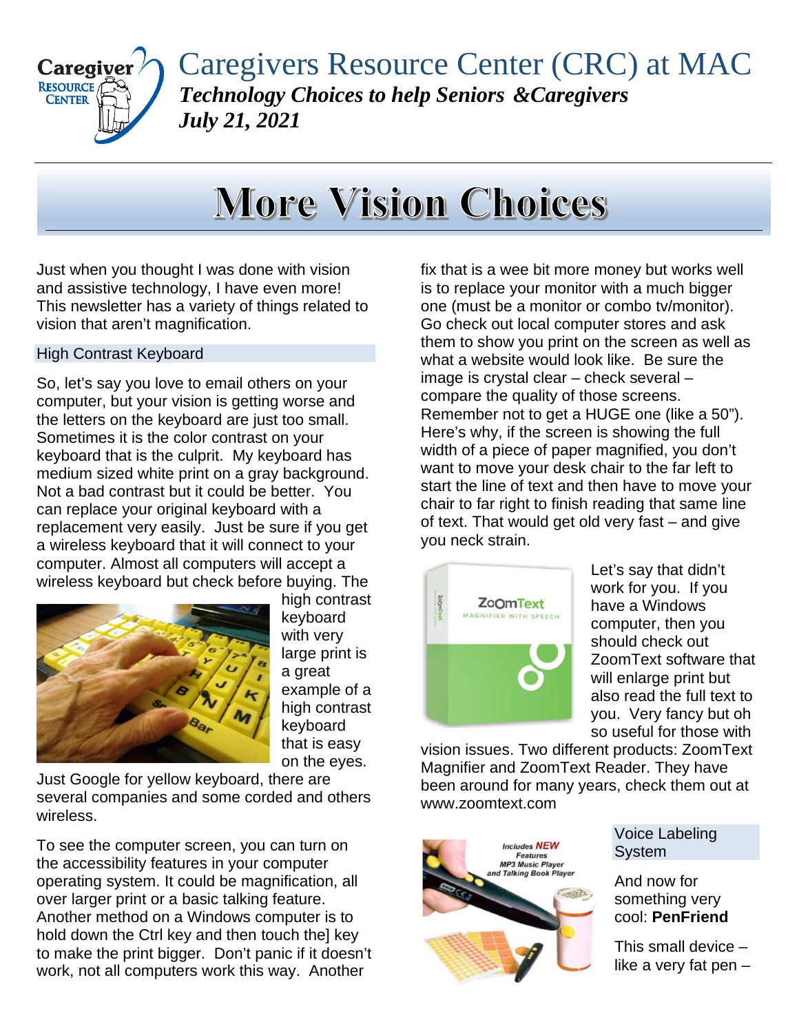# Caregivers Resource Center (CRC) at MAC

***Technology Choices to help Seniors &Caregivers***

***July 21, 2021***

# More Vision Choices

Just when you thought I was done with vision and assistive technology, I have even more! This newsletter has a variety of things related to vision that aren't magnification.

## High Contrast Keyboard

So, let's say you love to email others on your computer, but your vision is getting worse and the letters on the keyboard are just too small. Sometimes it is the color contrast on your keyboard that is the culprit. My keyboard has medium sized white print on a gray background. Not a bad contrast but it could be better. You can replace your original keyboard with a replacement very easily. Just be sure if you get a wireless keyboard that it will connect to your computer. Almost all computers will accept a wireless keyboard but check before buying. The high contrast keyboard with very large print is a great example of a high contrast keyboard that is easy on the eyes. Just Google for yellow keyboard, there are several companies and some corded and others wireless.

To see the computer screen, you can turn on the accessibility features in your computer operating system. It could be magnification, all over larger print or a basic talking feature. Another method on a Windows computer is to hold down the Ctrl key and then touch the] key to make the print bigger. Don't panic if it doesn't work, not all computers work this way. Another fix that is a wee bit more money but works well is to replace your monitor with a much bigger one (must be a monitor or combo tv/monitor). Go check out local computer stores and ask them to show you print on the screen as well as what a website would look like. Be sure the image is crystal clear – check several – compare the quality of those screens. Remember not to get a HUGE one (like a 50"). Here's why, if the screen is showing the full width of a piece of paper magnified, you don't want to move your desk chair to the far left to start the line of text and then have to move your chair to far right to finish reading that same line of text. That would get old very fast – and give you neck strain.

Let's say that didn't work for you. If you have a Windows computer, then you should check out ZoomText software that will enlarge print but also read the full text to you. Very fancy but oh so useful for those with vision issues. Two different products: ZoomText Magnifier and ZoomText Reader. They have been around for many years, check them out at www.zoomtext.com

## Voice Labeling System

And now for something very cool: **PenFriend**

This small device – like a very fat pen –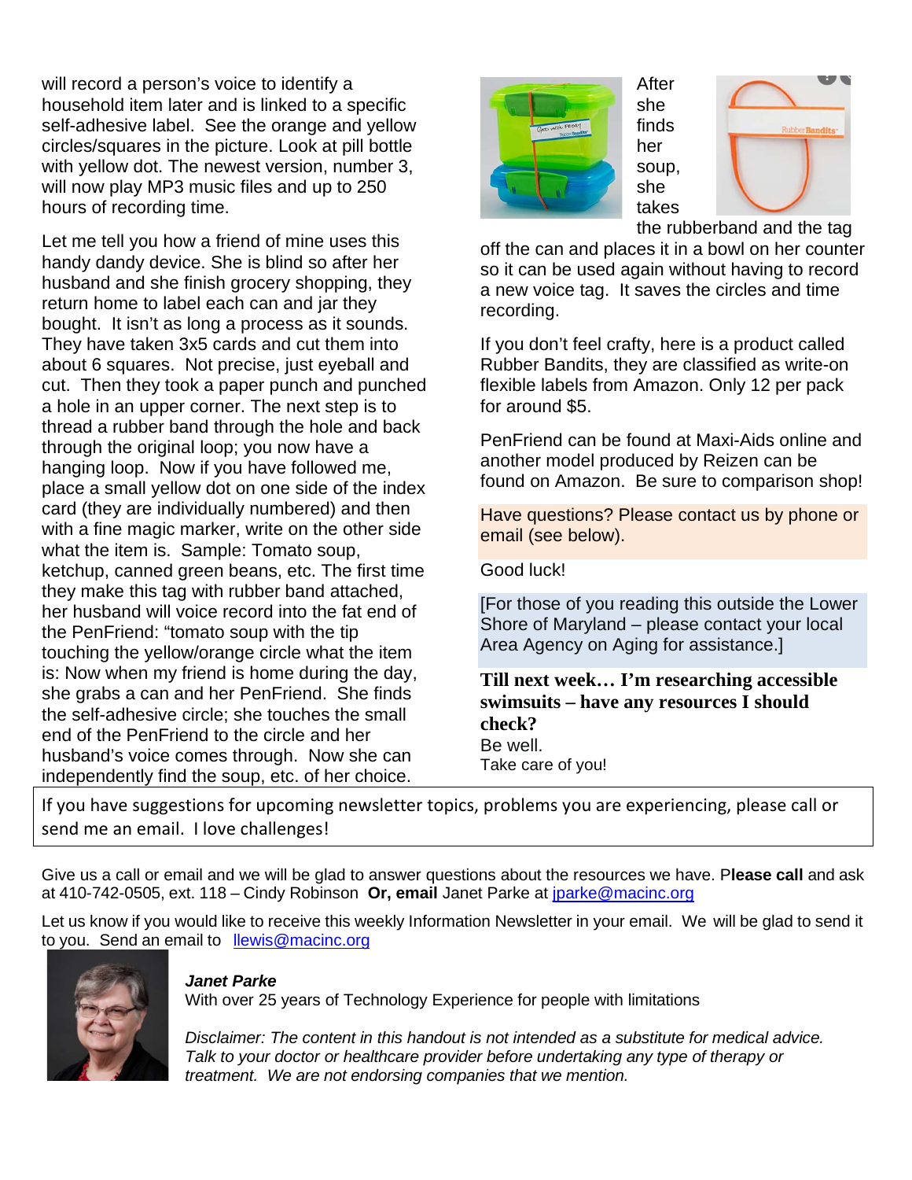will record a person's voice to identify a household item later and is linked to a specific self-adhesive label. See the orange and yellow circles/squares in the picture. Look at pill bottle with yellow dot. The newest version, number 3, will now play MP3 music files and up to 250 hours of recording time.

Let me tell you how a friend of mine uses this handy dandy device. She is blind so after her husband and she finish grocery shopping, they return home to label each can and jar they bought. It isn't as long a process as it sounds. They have taken 3x5 cards and cut them into about 6 squares. Not precise, just eyeball and cut. Then they took a paper punch and punched a hole in an upper corner. The next step is to thread a rubber band through the hole and back through the original loop; you now have a hanging loop. Now if you have followed me, place a small yellow dot on one side of the index card (they are individually numbered) and then with a fine magic marker, write on the other side what the item is. Sample: Tomato soup, ketchup, canned green beans, etc. The first time they make this tag with rubber band attached, her husband will voice record into the fat end of the PenFriend: "tomato soup with the tip touching the yellow/orange circle what the item is: Now when my friend is home during the day, she grabs a can and her PenFriend. She finds the self-adhesive circle; she touches the small end of the PenFriend to the circle and her husband's voice comes through. Now she can independently find the soup, etc. of her choice.

After she finds her soup, she takes the rubberband and the tag off the can and places it in a bowl on her counter so it can be used again without having to record a new voice tag. It saves the circles and time recording.

If you don't feel crafty, here is a product called Rubber Bandits, they are classified as write-on flexible labels from Amazon. Only 12 per pack for around $5.

PenFriend can be found at Maxi-Aids online and another model produced by Reizen can be found on Amazon. Be sure to comparison shop!

Have questions? Please contact us by phone or email (see below).

Good luck!

[For those of you reading this outside the Lower Shore of Maryland – please contact your local Area Agency on Aging for assistance.]

**Till next week… I'm researching accessible swimsuits – have any resources I should check?**

Be well.

Take care of you!

If you have suggestions for upcoming newsletter topics, problems you are experiencing, please call or send me an email. I love challenges!

Give us a call or email and we will be glad to answer questions about the resources we have. P**lease call** and ask at 410-742-0505, ext. 118 – Cindy Robinson **Or, email** Janet Parke at jparke@macinc.org

Let us know if you would like to receive this weekly Information Newsletter in your email. We will be glad to send it to you. Send an email to llewis@macinc.org

***Janet Parke***
With over 25 years of Technology Experience for people with limitations

*Disclaimer: The content in this handout is not intended as a substitute for medical advice. Talk to your doctor or healthcare provider before undertaking any type of therapy or treatment. We are not endorsing companies that we mention.*